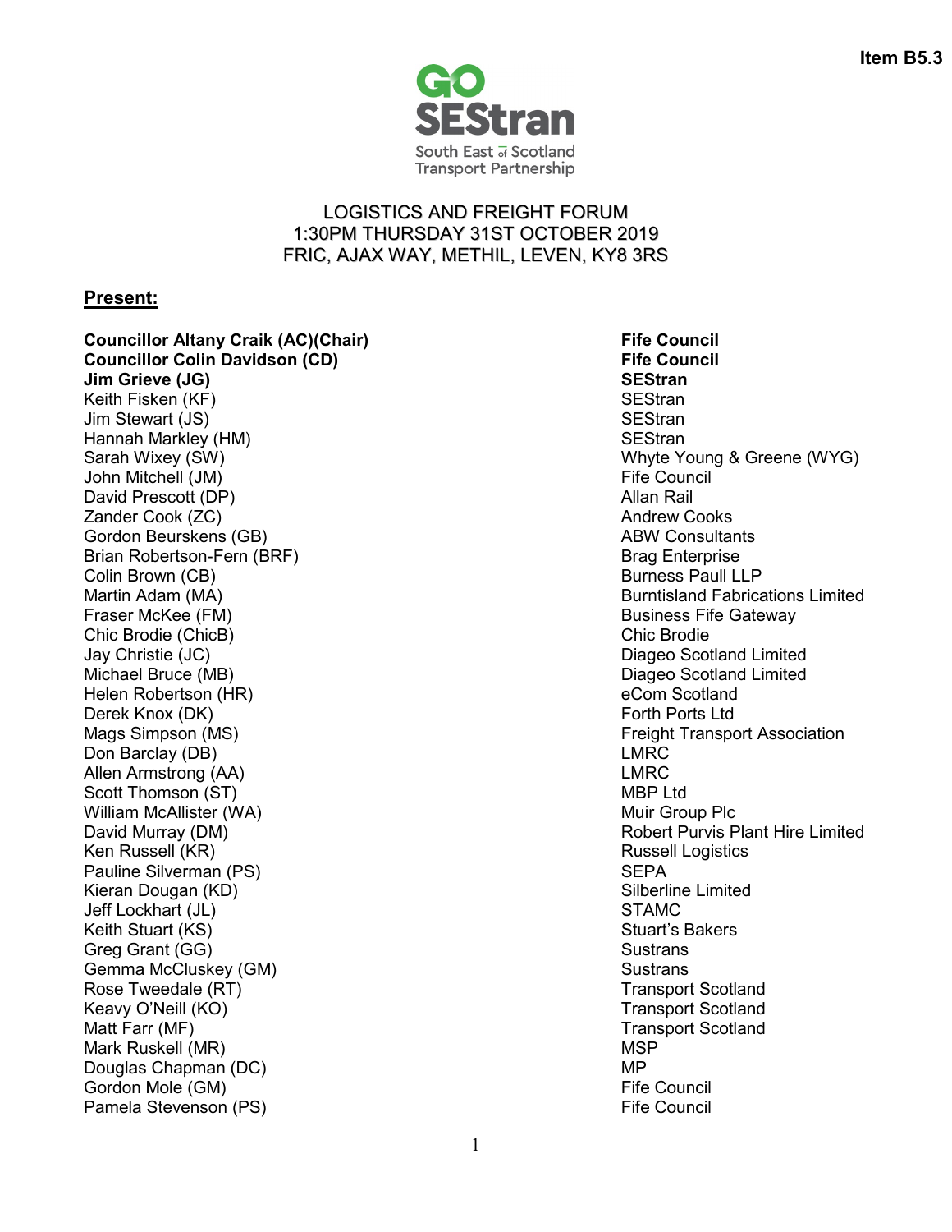Item B5.3

GO SEStran
South East of Scotland Transport Partnership

# LOGISTICS AND FREIGHT FORUM
# 1:30PM THURSDAY 31ST OCTOBER 2019
# FRIC, AJAX WAY, METHIL, LEVEN, KY8 3RS

## Present:

| | |
|---|---|
| **Councillor Altany Craik (AC)(Chair)** | **Fife Council** |
| **Councillor Colin Davidson (CD)** | **Fife Council** |
| **Jim Grieve (JG)** | **SEStran** |
| Keith Fisken (KF) | SEStran |
| Jim Stewart (JS) | SEStran |
| Hannah Markley (HM) | SEStran |
| Sarah Wixey (SW) | Whyte Young & Greene (WYG) |
| John Mitchell (JM) | Fife Council |
| David Prescott (DP) | Allan Rail |
| Zander Cook (ZC) | Andrew Cooks |
| Gordon Beurskens (GB) | ABW Consultants |
| Brian Robertson-Fern (BRF) | Brag Enterprise |
| Colin Brown (CB) | Burness Paull LLP |
| Martin Adam (MA) | Burntisland Fabrications Limited |
| Fraser McKee (FM) | Business Fife Gateway |
| Chic Brodie (ChicB) | Chic Brodie |
| Jay Christie (JC) | Diageo Scotland Limited |
| Michael Bruce (MB) | Diageo Scotland Limited |
| Helen Robertson (HR) | eCom Scotland |
| Derek Knox (DK) | Forth Ports Ltd |
| Mags Simpson (MS) | Freight Transport Association |
| Don Barclay (DB) | LMRC |
| Allen Armstrong (AA) | LMRC |
| Scott Thomson (ST) | MBP Ltd |
| William McAllister (WA) | Muir Group Plc |
| David Murray (DM) | Robert Purvis Plant Hire Limited |
| Ken Russell (KR) | Russell Logistics |
| Pauline Silverman (PS) | SEPA |
| Kieran Dougan (KD) | Silberline Limited |
| Jeff Lockhart (JL) | STAMC |
| Keith Stuart (KS) | Stuart's Bakers |
| Greg Grant (GG) | Sustrans |
| Gemma McCluskey (GM) | Sustrans |
| Rose Tweedale (RT) | Transport Scotland |
| Keavy O'Neill (KO) | Transport Scotland |
| Matt Farr (MF) | Transport Scotland |
| Mark Ruskell (MR) | MSP |
| Douglas Chapman (DC) | MP |
| Gordon Mole (GM) | Fife Council |
| Pamela Stevenson (PS) | Fife Council |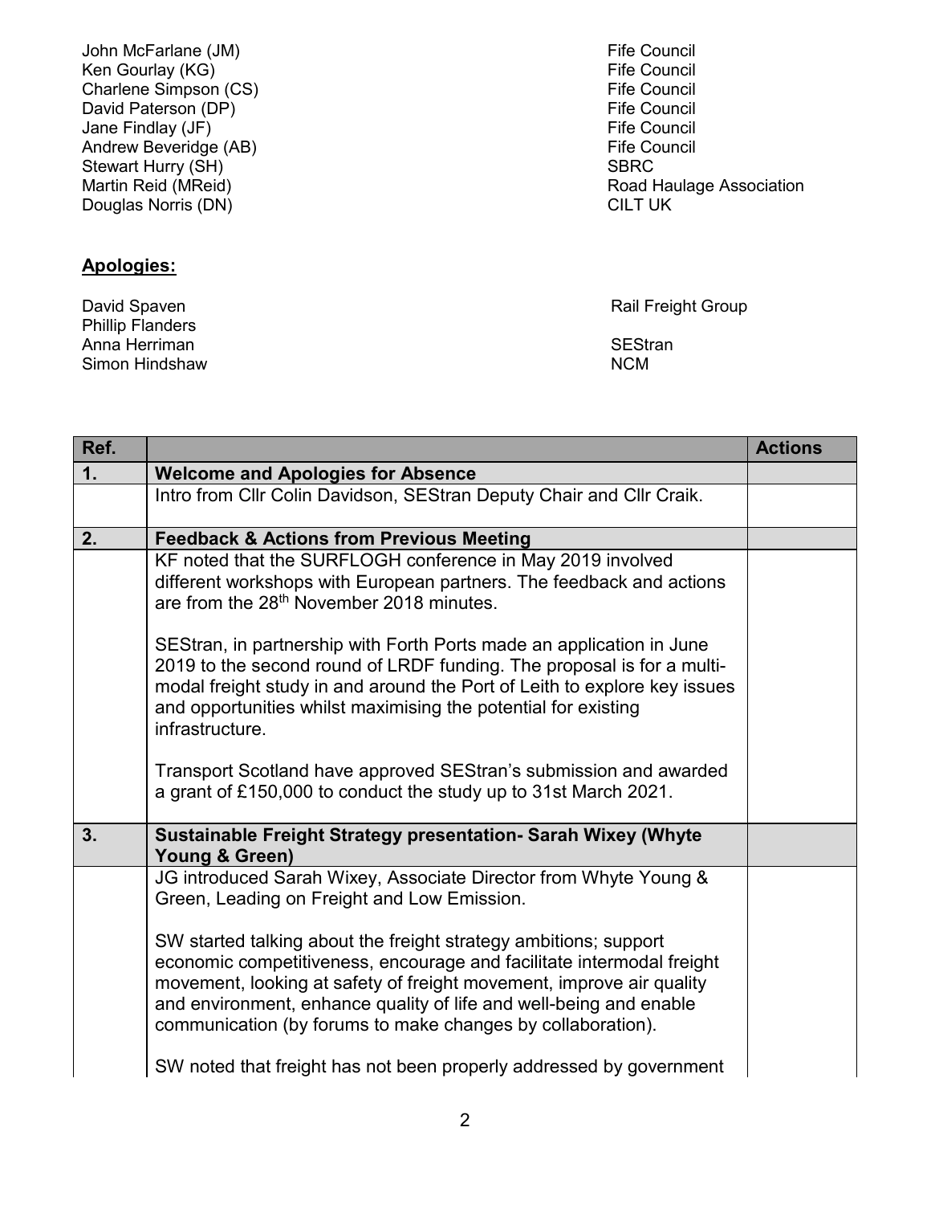| | |
|---|---|
| John McFarlane (JM) | Fife Council |
| Ken Gourlay (KG) | Fife Council |
| Charlene Simpson (CS) | Fife Council |
| David Paterson (DP) | Fife Council |
| Jane Findlay (JF) | Fife Council |
| Andrew Beveridge (AB) | Fife Council |
| Stewart Hurry (SH) | SBRC |
| Martin Reid (MReid) | Road Haulage Association |
| Douglas Norris (DN) | CILT UK |

**Apologies:**

| | |
|---|---|
| David Spaven | Rail Freight Group |
| Phillip Flanders | |
| Anna Herriman | SEStran |
| Simon Hindshaw | NCM |

| Ref. | | Actions |
|---|---|---|
| **1.** | **Welcome and Apologies for Absence** | |
| | Intro from Cllr Colin Davidson, SEStran Deputy Chair and Cllr Craik. | |
| **2.** | **Feedback & Actions from Previous Meeting** | |
| | KF noted that the SURFLOGH conference in May 2019 involved different workshops with European partners. The feedback and actions are from the 28th November 2018 minutes.<br><br>SEStran, in partnership with Forth Ports made an application in June 2019 to the second round of LRDF funding. The proposal is for a multi-modal freight study in and around the Port of Leith to explore key issues and opportunities whilst maximising the potential for existing infrastructure.<br><br>Transport Scotland have approved SEStran's submission and awarded a grant of £150,000 to conduct the study up to 31st March 2021. | |
| **3.** | **Sustainable Freight Strategy presentation- Sarah Wixey (Whyte Young & Green)** | |
| | JG introduced Sarah Wixey, Associate Director from Whyte Young & Green, Leading on Freight and Low Emission.<br><br>SW started talking about the freight strategy ambitions; support economic competitiveness, encourage and facilitate intermodal freight movement, looking at safety of freight movement, improve air quality and environment, enhance quality of life and well-being and enable communication (by forums to make changes by collaboration).<br><br>SW noted that freight has not been properly addressed by government | |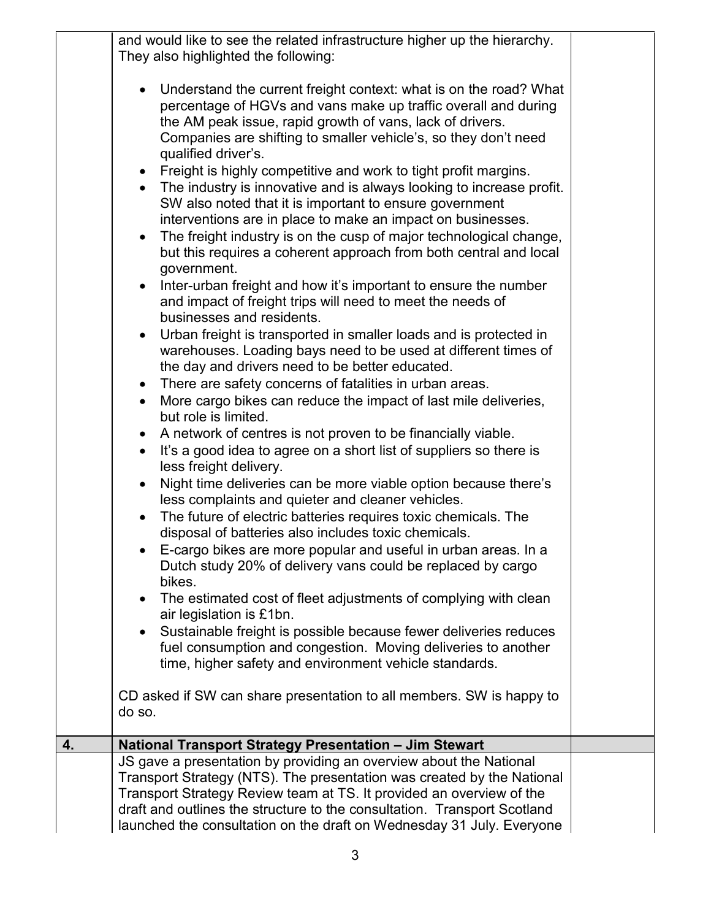|  |  |  |
|---|---|---|
|  | and would like to see the related infrastructure higher up the hierarchy. They also highlighted the following:<br><br>• Understand the current freight context: what is on the road? What percentage of HGVs and vans make up traffic overall and during the AM peak issue, rapid growth of vans, lack of drivers. Companies are shifting to smaller vehicle's, so they don't need qualified driver's.<br>• Freight is highly competitive and work to tight profit margins.<br>• The industry is innovative and is always looking to increase profit. SW also noted that it is important to ensure government interventions are in place to make an impact on businesses.<br>• The freight industry is on the cusp of major technological change, but this requires a coherent approach from both central and local government.<br>• Inter-urban freight and how it's important to ensure the number and impact of freight trips will need to meet the needs of businesses and residents.<br>• Urban freight is transported in smaller loads and is protected in warehouses. Loading bays need to be used at different times of the day and drivers need to be better educated.<br>• There are safety concerns of fatalities in urban areas.<br>• More cargo bikes can reduce the impact of last mile deliveries, but role is limited.<br>• A network of centres is not proven to be financially viable.<br>• It's a good idea to agree on a short list of suppliers so there is less freight delivery.<br>• Night time deliveries can be more viable option because there's less complaints and quieter and cleaner vehicles.<br>• The future of electric batteries requires toxic chemicals. The disposal of batteries also includes toxic chemicals.<br>• E-cargo bikes are more popular and useful in urban areas. In a Dutch study 20% of delivery vans could be replaced by cargo bikes.<br>• The estimated cost of fleet adjustments of complying with clean air legislation is £1bn.<br>• Sustainable freight is possible because fewer deliveries reduces fuel consumption and congestion. Moving deliveries to another time, higher safety and environment vehicle standards.<br><br>CD asked if SW can share presentation to all members. SW is happy to do so. |  |
| **4.** | **National Transport Strategy Presentation – Jim Stewart** |  |
|  | JS gave a presentation by providing an overview about the National Transport Strategy (NTS). The presentation was created by the National Transport Strategy Review team at TS. It provided an overview of the draft and outlines the structure to the consultation. Transport Scotland launched the consultation on the draft on Wednesday 31 July. Everyone |  |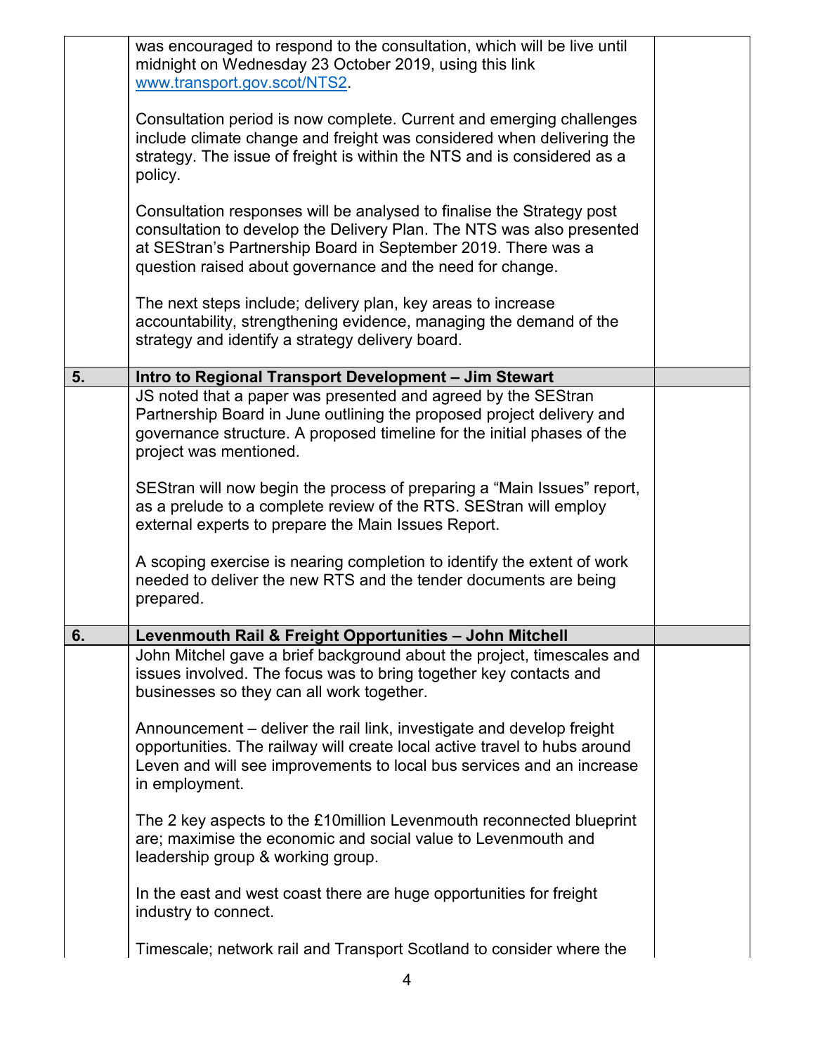| | | |
|---|---|---|
| | was encouraged to respond to the consultation, which will be live until midnight on Wednesday 23 October 2019, using this link www.transport.gov.scot/NTS2.<br><br>Consultation period is now complete. Current and emerging challenges include climate change and freight was considered when delivering the strategy. The issue of freight is within the NTS and is considered as a policy.<br><br>Consultation responses will be analysed to finalise the Strategy post consultation to develop the Delivery Plan. The NTS was also presented at SEStran's Partnership Board in September 2019. There was a question raised about governance and the need for change.<br><br>The next steps include; delivery plan, key areas to increase accountability, strengthening evidence, managing the demand of the strategy and identify a strategy delivery board. | |
| **5.** | **Intro to Regional Transport Development – Jim Stewart** | |
| | JS noted that a paper was presented and agreed by the SEStran Partnership Board in June outlining the proposed project delivery and governance structure. A proposed timeline for the initial phases of the project was mentioned.<br><br>SEStran will now begin the process of preparing a "Main Issues" report, as a prelude to a complete review of the RTS. SEStran will employ external experts to prepare the Main Issues Report.<br><br>A scoping exercise is nearing completion to identify the extent of work needed to deliver the new RTS and the tender documents are being prepared. | |
| **6.** | **Levenmouth Rail & Freight Opportunities – John Mitchell** | |
| | John Mitchel gave a brief background about the project, timescales and issues involved. The focus was to bring together key contacts and businesses so they can all work together.<br><br>Announcement – deliver the rail link, investigate and develop freight opportunities. The railway will create local active travel to hubs around Leven and will see improvements to local bus services and an increase in employment.<br><br>The 2 key aspects to the £10million Levenmouth reconnected blueprint are; maximise the economic and social value to Levenmouth and leadership group & working group.<br><br>In the east and west coast there are huge opportunities for freight industry to connect.<br><br>Timescale; network rail and Transport Scotland to consider where the | |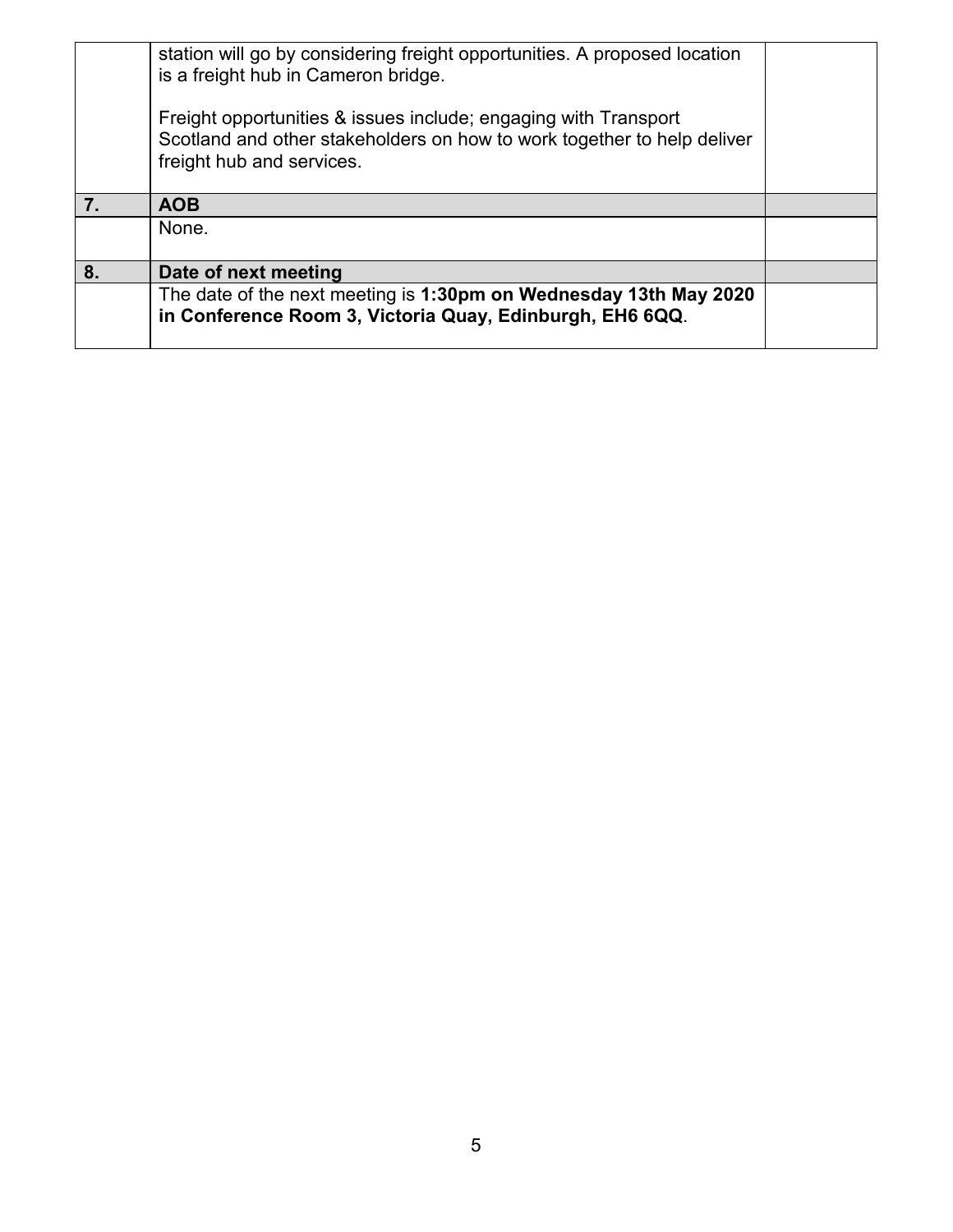| | | |
|---|---|---|
| | station will go by considering freight opportunities. A proposed location is a freight hub in Cameron bridge.<br><br>Freight opportunities & issues include; engaging with Transport Scotland and other stakeholders on how to work together to help deliver freight hub and services. | |
| **7.** | **AOB** | |
| | None. | |
| **8.** | **Date of next meeting** | |
| | The date of the next meeting is **1:30pm on Wednesday 13th May 2020 in Conference Room 3, Victoria Quay, Edinburgh, EH6 6QQ**. | |